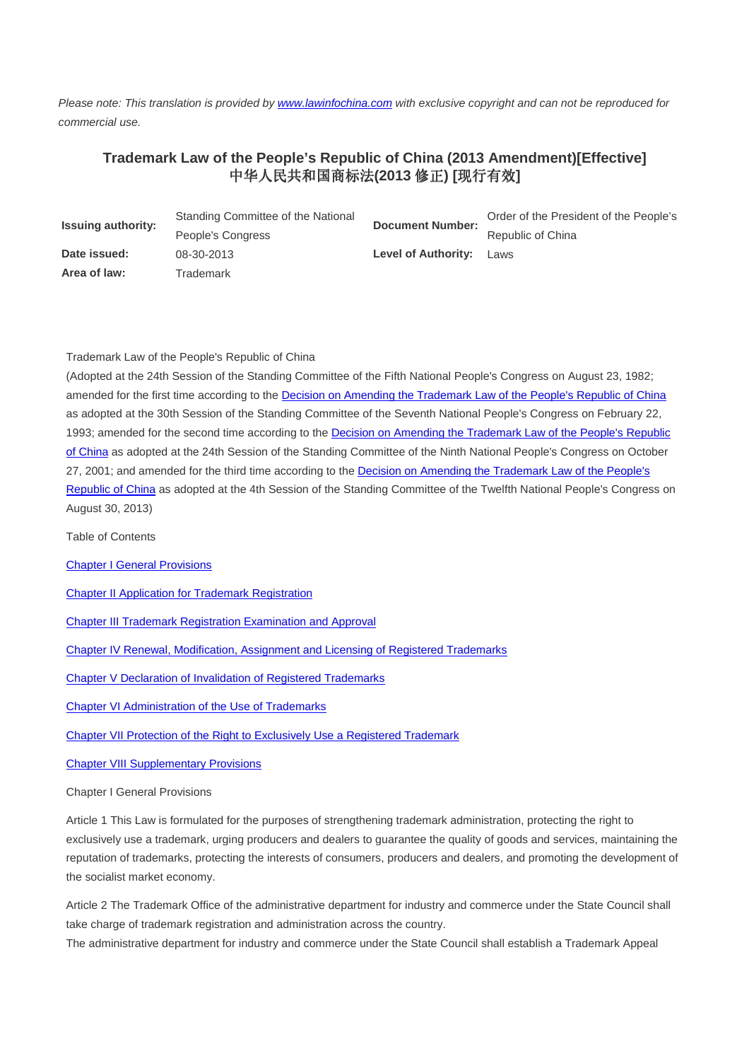*Please note: This translation is provided by [www.lawinfochina.com](www.lawinfochina.com) with exclusive copyright and can not be reproduced for commercial use.*

# Trademark Law of the People's Republic of China (2013 Amendment)[Effective]
# 中华人民共和国商标法(2013 修正) [现行有效]

| | | | |
|---|---|---|---|
| **Issuing authority:** | Standing Committee of the National People's Congress | **Document Number:** | Order of the President of the People's Republic of China |
| **Date issued:** | 08-30-2013 | **Level of Authority:** | Laws |
| **Area of law:** | Trademark | | |

Trademark Law of the People's Republic of China

(Adopted at the 24th Session of the Standing Committee of the Fifth National People's Congress on August 23, 1982; amended for the first time according to the Decision on Amending the Trademark Law of the People's Republic of China as adopted at the 30th Session of the Standing Committee of the Seventh National People's Congress on February 22, 1993; amended for the second time according to the Decision on Amending the Trademark Law of the People's Republic of China as adopted at the 24th Session of the Standing Committee of the Ninth National People's Congress on October 27, 2001; and amended for the third time according to the Decision on Amending the Trademark Law of the People's Republic of China as adopted at the 4th Session of the Standing Committee of the Twelfth National People's Congress on August 30, 2013)

Table of Contents

Chapter I General Provisions

Chapter II Application for Trademark Registration

Chapter III Trademark Registration Examination and Approval

Chapter IV Renewal, Modification, Assignment and Licensing of Registered Trademarks

Chapter V Declaration of Invalidation of Registered Trademarks

Chapter VI Administration of the Use of Trademarks

Chapter VII Protection of the Right to Exclusively Use a Registered Trademark

Chapter VIII Supplementary Provisions

## Chapter I General Provisions

Article 1 This Law is formulated for the purposes of strengthening trademark administration, protecting the right to exclusively use a trademark, urging producers and dealers to guarantee the quality of goods and services, maintaining the reputation of trademarks, protecting the interests of consumers, producers and dealers, and promoting the development of the socialist market economy.

Article 2 The Trademark Office of the administrative department for industry and commerce under the State Council shall take charge of trademark registration and administration across the country.

The administrative department for industry and commerce under the State Council shall establish a Trademark Appeal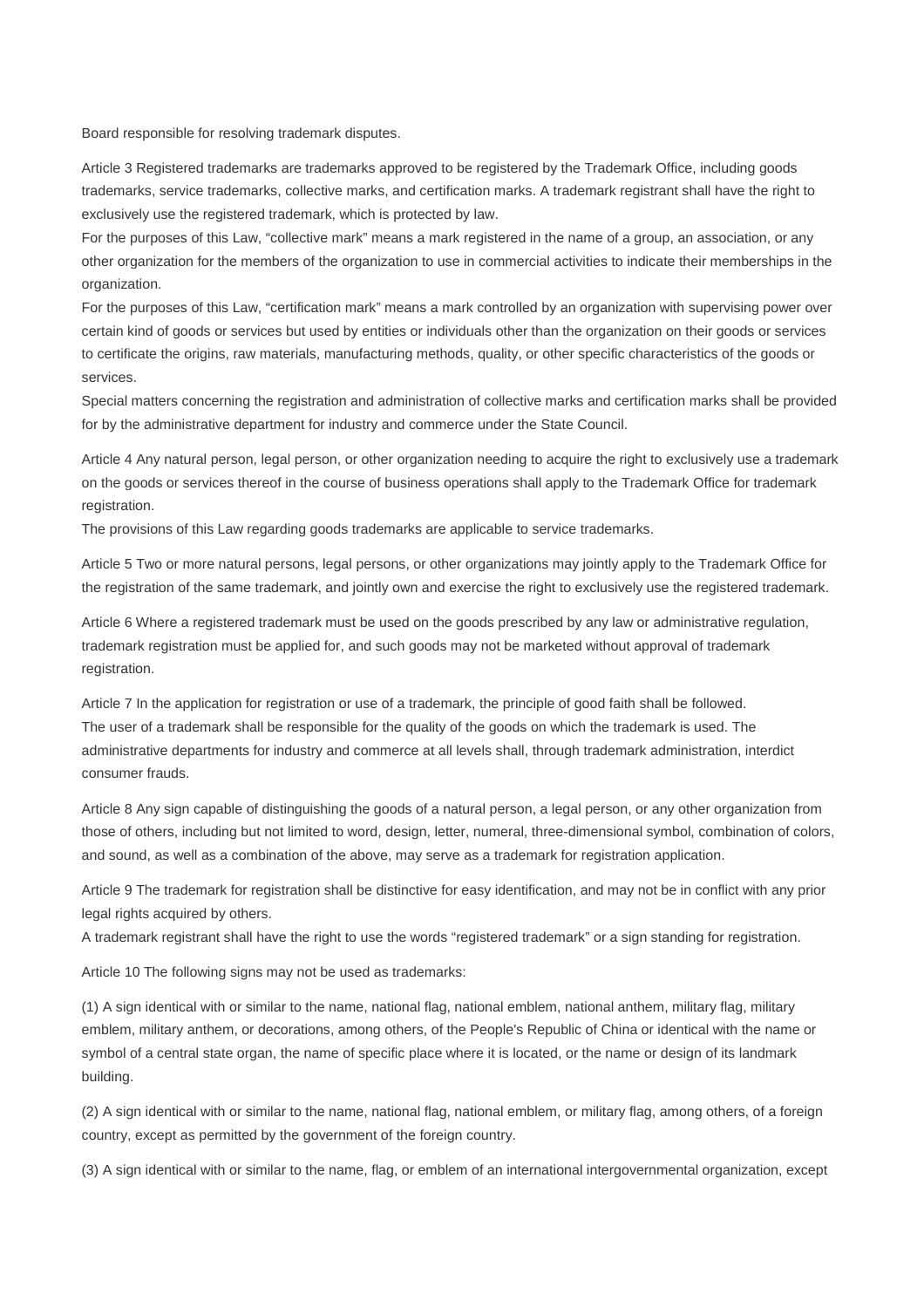Board responsible for resolving trademark disputes.

Article 3 Registered trademarks are trademarks approved to be registered by the Trademark Office, including goods trademarks, service trademarks, collective marks, and certification marks. A trademark registrant shall have the right to exclusively use the registered trademark, which is protected by law.

For the purposes of this Law, "collective mark" means a mark registered in the name of a group, an association, or any other organization for the members of the organization to use in commercial activities to indicate their memberships in the organization.

For the purposes of this Law, "certification mark" means a mark controlled by an organization with supervising power over certain kind of goods or services but used by entities or individuals other than the organization on their goods or services to certificate the origins, raw materials, manufacturing methods, quality, or other specific characteristics of the goods or services.

Special matters concerning the registration and administration of collective marks and certification marks shall be provided for by the administrative department for industry and commerce under the State Council.

Article 4 Any natural person, legal person, or other organization needing to acquire the right to exclusively use a trademark on the goods or services thereof in the course of business operations shall apply to the Trademark Office for trademark registration.

The provisions of this Law regarding goods trademarks are applicable to service trademarks.

Article 5 Two or more natural persons, legal persons, or other organizations may jointly apply to the Trademark Office for the registration of the same trademark, and jointly own and exercise the right to exclusively use the registered trademark.

Article 6 Where a registered trademark must be used on the goods prescribed by any law or administrative regulation, trademark registration must be applied for, and such goods may not be marketed without approval of trademark registration.

Article 7 In the application for registration or use of a trademark, the principle of good faith shall be followed.

The user of a trademark shall be responsible for the quality of the goods on which the trademark is used. The administrative departments for industry and commerce at all levels shall, through trademark administration, interdict consumer frauds.

Article 8 Any sign capable of distinguishing the goods of a natural person, a legal person, or any other organization from those of others, including but not limited to word, design, letter, numeral, three-dimensional symbol, combination of colors, and sound, as well as a combination of the above, may serve as a trademark for registration application.

Article 9 The trademark for registration shall be distinctive for easy identification, and may not be in conflict with any prior legal rights acquired by others.

A trademark registrant shall have the right to use the words "registered trademark" or a sign standing for registration.

Article 10 The following signs may not be used as trademarks:

(1) A sign identical with or similar to the name, national flag, national emblem, national anthem, military flag, military emblem, military anthem, or decorations, among others, of the People's Republic of China or identical with the name or symbol of a central state organ, the name of specific place where it is located, or the name or design of its landmark building.

(2) A sign identical with or similar to the name, national flag, national emblem, or military flag, among others, of a foreign country, except as permitted by the government of the foreign country.

(3) A sign identical with or similar to the name, flag, or emblem of an international intergovernmental organization, except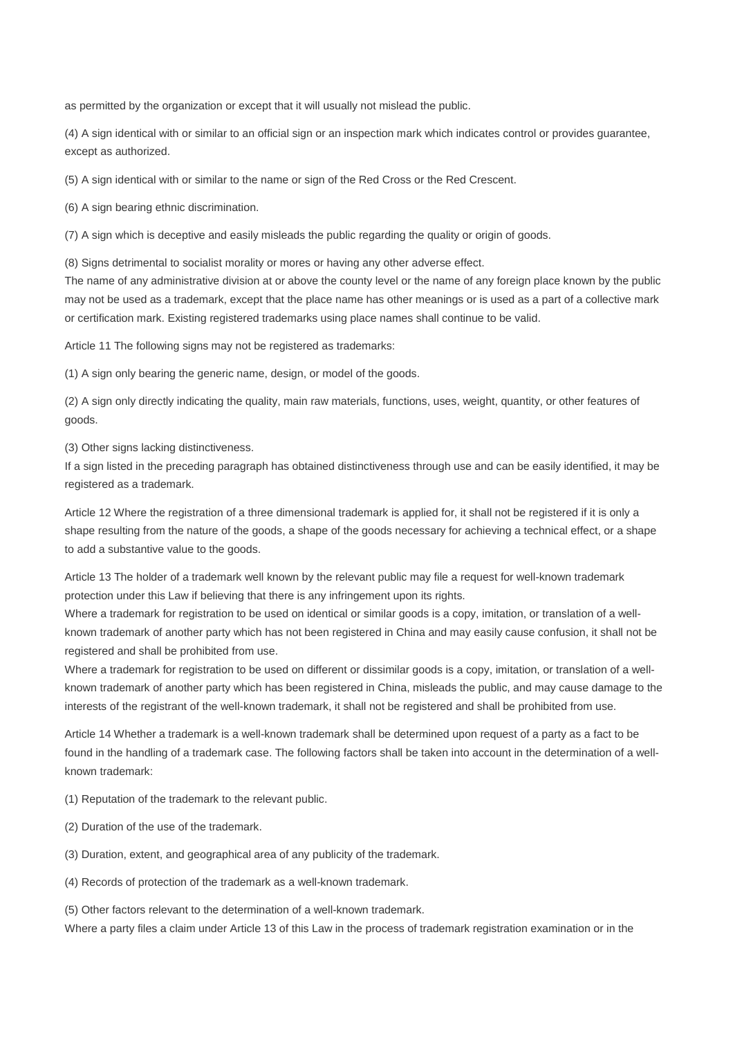as permitted by the organization or except that it will usually not mislead the public.

(4) A sign identical with or similar to an official sign or an inspection mark which indicates control or provides guarantee, except as authorized.

(5) A sign identical with or similar to the name or sign of the Red Cross or the Red Crescent.

(6) A sign bearing ethnic discrimination.

(7) A sign which is deceptive and easily misleads the public regarding the quality or origin of goods.

(8) Signs detrimental to socialist morality or mores or having any other adverse effect.
The name of any administrative division at or above the county level or the name of any foreign place known by the public may not be used as a trademark, except that the place name has other meanings or is used as a part of a collective mark or certification mark. Existing registered trademarks using place names shall continue to be valid.

Article 11 The following signs may not be registered as trademarks:

(1) A sign only bearing the generic name, design, or model of the goods.

(2) A sign only directly indicating the quality, main raw materials, functions, uses, weight, quantity, or other features of goods.

(3) Other signs lacking distinctiveness.
If a sign listed in the preceding paragraph has obtained distinctiveness through use and can be easily identified, it may be registered as a trademark.

Article 12 Where the registration of a three dimensional trademark is applied for, it shall not be registered if it is only a shape resulting from the nature of the goods, a shape of the goods necessary for achieving a technical effect, or a shape to add a substantive value to the goods.

Article 13 The holder of a trademark well known by the relevant public may file a request for well-known trademark protection under this Law if believing that there is any infringement upon its rights.
Where a trademark for registration to be used on identical or similar goods is a copy, imitation, or translation of a well-known trademark of another party which has not been registered in China and may easily cause confusion, it shall not be registered and shall be prohibited from use.
Where a trademark for registration to be used on different or dissimilar goods is a copy, imitation, or translation of a well-known trademark of another party which has been registered in China, misleads the public, and may cause damage to the interests of the registrant of the well-known trademark, it shall not be registered and shall be prohibited from use.

Article 14 Whether a trademark is a well-known trademark shall be determined upon request of a party as a fact to be found in the handling of a trademark case. The following factors shall be taken into account in the determination of a well-known trademark:

(1) Reputation of the trademark to the relevant public.

(2) Duration of the use of the trademark.

(3) Duration, extent, and geographical area of any publicity of the trademark.

(4) Records of protection of the trademark as a well-known trademark.

(5) Other factors relevant to the determination of a well-known trademark.
Where a party files a claim under Article 13 of this Law in the process of trademark registration examination or in the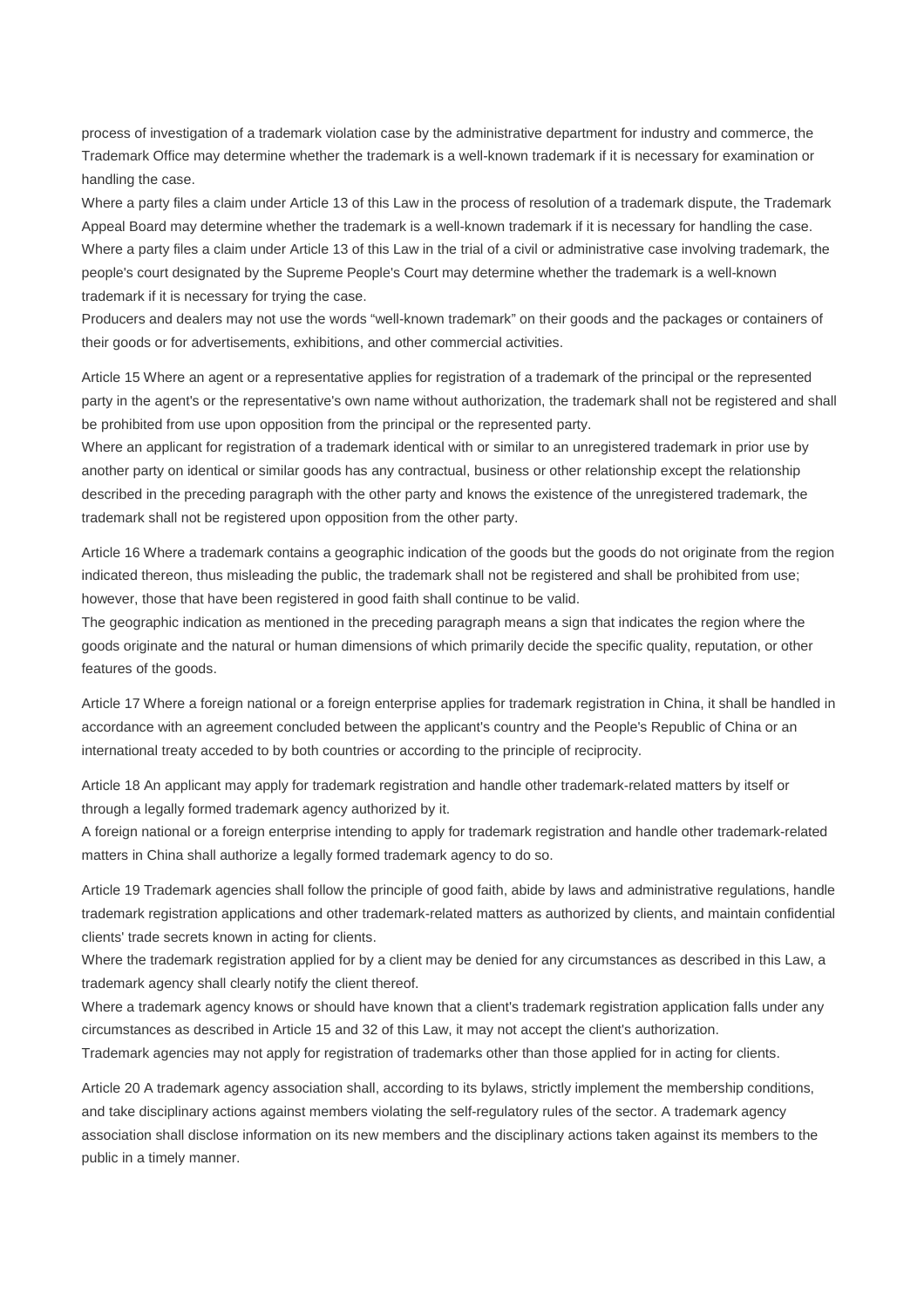process of investigation of a trademark violation case by the administrative department for industry and commerce, the Trademark Office may determine whether the trademark is a well-known trademark if it is necessary for examination or handling the case.

Where a party files a claim under Article 13 of this Law in the process of resolution of a trademark dispute, the Trademark Appeal Board may determine whether the trademark is a well-known trademark if it is necessary for handling the case.

Where a party files a claim under Article 13 of this Law in the trial of a civil or administrative case involving trademark, the people's court designated by the Supreme People's Court may determine whether the trademark is a well-known trademark if it is necessary for trying the case.

Producers and dealers may not use the words "well-known trademark" on their goods and the packages or containers of their goods or for advertisements, exhibitions, and other commercial activities.

Article 15 Where an agent or a representative applies for registration of a trademark of the principal or the represented party in the agent's or the representative's own name without authorization, the trademark shall not be registered and shall be prohibited from use upon opposition from the principal or the represented party.

Where an applicant for registration of a trademark identical with or similar to an unregistered trademark in prior use by another party on identical or similar goods has any contractual, business or other relationship except the relationship described in the preceding paragraph with the other party and knows the existence of the unregistered trademark, the trademark shall not be registered upon opposition from the other party.

Article 16 Where a trademark contains a geographic indication of the goods but the goods do not originate from the region indicated thereon, thus misleading the public, the trademark shall not be registered and shall be prohibited from use; however, those that have been registered in good faith shall continue to be valid.

The geographic indication as mentioned in the preceding paragraph means a sign that indicates the region where the goods originate and the natural or human dimensions of which primarily decide the specific quality, reputation, or other features of the goods.

Article 17 Where a foreign national or a foreign enterprise applies for trademark registration in China, it shall be handled in accordance with an agreement concluded between the applicant's country and the People's Republic of China or an international treaty acceded to by both countries or according to the principle of reciprocity.

Article 18 An applicant may apply for trademark registration and handle other trademark-related matters by itself or through a legally formed trademark agency authorized by it.

A foreign national or a foreign enterprise intending to apply for trademark registration and handle other trademark-related matters in China shall authorize a legally formed trademark agency to do so.

Article 19 Trademark agencies shall follow the principle of good faith, abide by laws and administrative regulations, handle trademark registration applications and other trademark-related matters as authorized by clients, and maintain confidential clients' trade secrets known in acting for clients.

Where the trademark registration applied for by a client may be denied for any circumstances as described in this Law, a trademark agency shall clearly notify the client thereof.

Where a trademark agency knows or should have known that a client's trademark registration application falls under any circumstances as described in Article 15 and 32 of this Law, it may not accept the client's authorization.

Trademark agencies may not apply for registration of trademarks other than those applied for in acting for clients.

Article 20 A trademark agency association shall, according to its bylaws, strictly implement the membership conditions, and take disciplinary actions against members violating the self-regulatory rules of the sector. A trademark agency association shall disclose information on its new members and the disciplinary actions taken against its members to the public in a timely manner.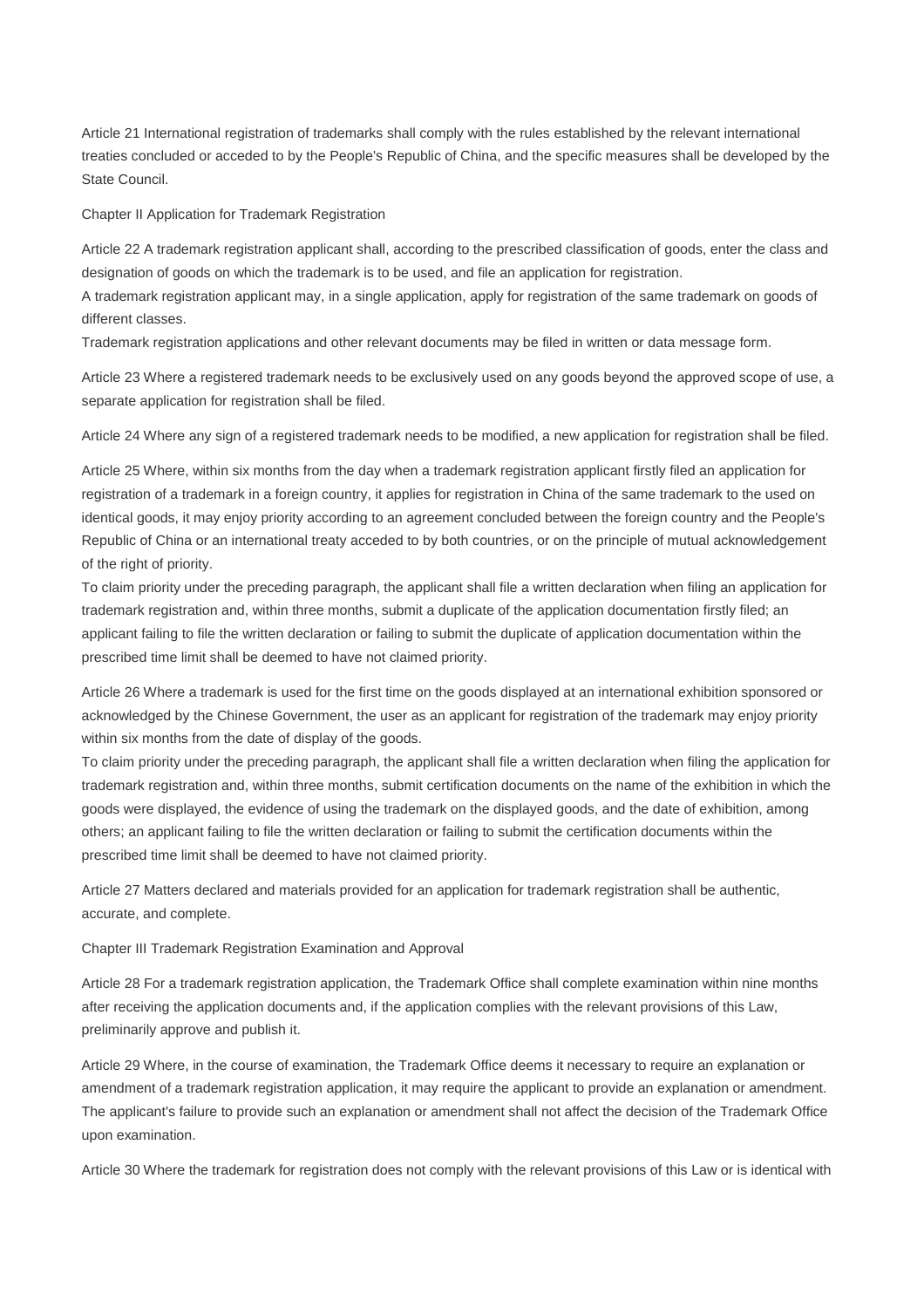Article 21 International registration of trademarks shall comply with the rules established by the relevant international treaties concluded or acceded to by the People's Republic of China, and the specific measures shall be developed by the State Council.

## Chapter II Application for Trademark Registration

Article 22 A trademark registration applicant shall, according to the prescribed classification of goods, enter the class and designation of goods on which the trademark is to be used, and file an application for registration.
A trademark registration applicant may, in a single application, apply for registration of the same trademark on goods of different classes.
Trademark registration applications and other relevant documents may be filed in written or data message form.

Article 23 Where a registered trademark needs to be exclusively used on any goods beyond the approved scope of use, a separate application for registration shall be filed.

Article 24 Where any sign of a registered trademark needs to be modified, a new application for registration shall be filed.

Article 25 Where, within six months from the day when a trademark registration applicant firstly filed an application for registration of a trademark in a foreign country, it applies for registration in China of the same trademark to the used on identical goods, it may enjoy priority according to an agreement concluded between the foreign country and the People's Republic of China or an international treaty acceded to by both countries, or on the principle of mutual acknowledgement of the right of priority.
To claim priority under the preceding paragraph, the applicant shall file a written declaration when filing an application for trademark registration and, within three months, submit a duplicate of the application documentation firstly filed; an applicant failing to file the written declaration or failing to submit the duplicate of application documentation within the prescribed time limit shall be deemed to have not claimed priority.

Article 26 Where a trademark is used for the first time on the goods displayed at an international exhibition sponsored or acknowledged by the Chinese Government, the user as an applicant for registration of the trademark may enjoy priority within six months from the date of display of the goods.
To claim priority under the preceding paragraph, the applicant shall file a written declaration when filing the application for trademark registration and, within three months, submit certification documents on the name of the exhibition in which the goods were displayed, the evidence of using the trademark on the displayed goods, and the date of exhibition, among others; an applicant failing to file the written declaration or failing to submit the certification documents within the prescribed time limit shall be deemed to have not claimed priority.

Article 27 Matters declared and materials provided for an application for trademark registration shall be authentic, accurate, and complete.

## Chapter III Trademark Registration Examination and Approval

Article 28 For a trademark registration application, the Trademark Office shall complete examination within nine months after receiving the application documents and, if the application complies with the relevant provisions of this Law, preliminarily approve and publish it.

Article 29 Where, in the course of examination, the Trademark Office deems it necessary to require an explanation or amendment of a trademark registration application, it may require the applicant to provide an explanation or amendment. The applicant's failure to provide such an explanation or amendment shall not affect the decision of the Trademark Office upon examination.

Article 30 Where the trademark for registration does not comply with the relevant provisions of this Law or is identical with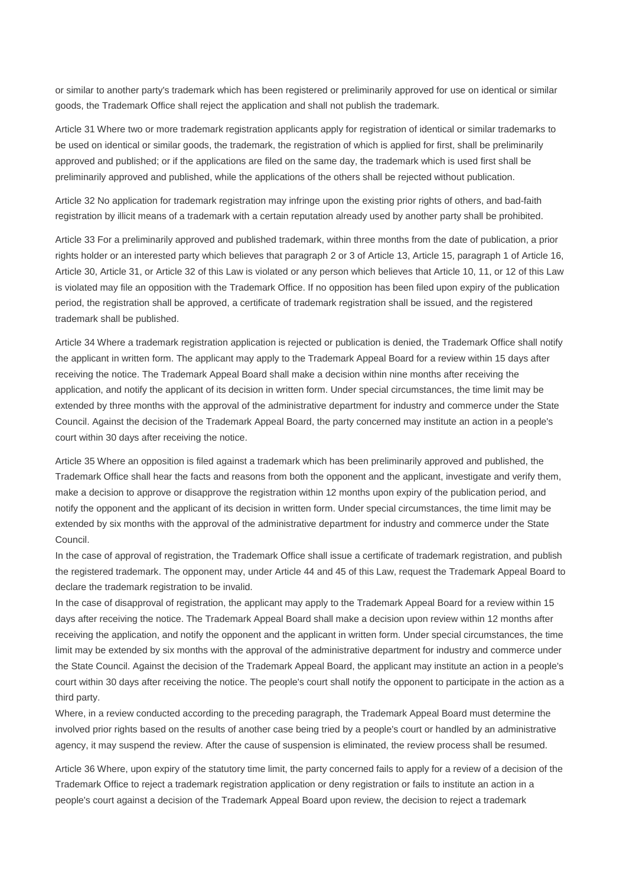or similar to another party's trademark which has been registered or preliminarily approved for use on identical or similar goods, the Trademark Office shall reject the application and shall not publish the trademark.

Article 31 Where two or more trademark registration applicants apply for registration of identical or similar trademarks to be used on identical or similar goods, the trademark, the registration of which is applied for first, shall be preliminarily approved and published; or if the applications are filed on the same day, the trademark which is used first shall be preliminarily approved and published, while the applications of the others shall be rejected without publication.

Article 32 No application for trademark registration may infringe upon the existing prior rights of others, and bad-faith registration by illicit means of a trademark with a certain reputation already used by another party shall be prohibited.

Article 33 For a preliminarily approved and published trademark, within three months from the date of publication, a prior rights holder or an interested party which believes that paragraph 2 or 3 of Article 13, Article 15, paragraph 1 of Article 16, Article 30, Article 31, or Article 32 of this Law is violated or any person which believes that Article 10, 11, or 12 of this Law is violated may file an opposition with the Trademark Office. If no opposition has been filed upon expiry of the publication period, the registration shall be approved, a certificate of trademark registration shall be issued, and the registered trademark shall be published.

Article 34 Where a trademark registration application is rejected or publication is denied, the Trademark Office shall notify the applicant in written form. The applicant may apply to the Trademark Appeal Board for a review within 15 days after receiving the notice. The Trademark Appeal Board shall make a decision within nine months after receiving the application, and notify the applicant of its decision in written form. Under special circumstances, the time limit may be extended by three months with the approval of the administrative department for industry and commerce under the State Council. Against the decision of the Trademark Appeal Board, the party concerned may institute an action in a people's court within 30 days after receiving the notice.

Article 35 Where an opposition is filed against a trademark which has been preliminarily approved and published, the Trademark Office shall hear the facts and reasons from both the opponent and the applicant, investigate and verify them, make a decision to approve or disapprove the registration within 12 months upon expiry of the publication period, and notify the opponent and the applicant of its decision in written form. Under special circumstances, the time limit may be extended by six months with the approval of the administrative department for industry and commerce under the State Council.

In the case of approval of registration, the Trademark Office shall issue a certificate of trademark registration, and publish the registered trademark. The opponent may, under Article 44 and 45 of this Law, request the Trademark Appeal Board to declare the trademark registration to be invalid.

In the case of disapproval of registration, the applicant may apply to the Trademark Appeal Board for a review within 15 days after receiving the notice. The Trademark Appeal Board shall make a decision upon review within 12 months after receiving the application, and notify the opponent and the applicant in written form. Under special circumstances, the time limit may be extended by six months with the approval of the administrative department for industry and commerce under the State Council. Against the decision of the Trademark Appeal Board, the applicant may institute an action in a people's court within 30 days after receiving the notice. The people's court shall notify the opponent to participate in the action as a third party.

Where, in a review conducted according to the preceding paragraph, the Trademark Appeal Board must determine the involved prior rights based on the results of another case being tried by a people's court or handled by an administrative agency, it may suspend the review. After the cause of suspension is eliminated, the review process shall be resumed.

Article 36 Where, upon expiry of the statutory time limit, the party concerned fails to apply for a review of a decision of the Trademark Office to reject a trademark registration application or deny registration or fails to institute an action in a people's court against a decision of the Trademark Appeal Board upon review, the decision to reject a trademark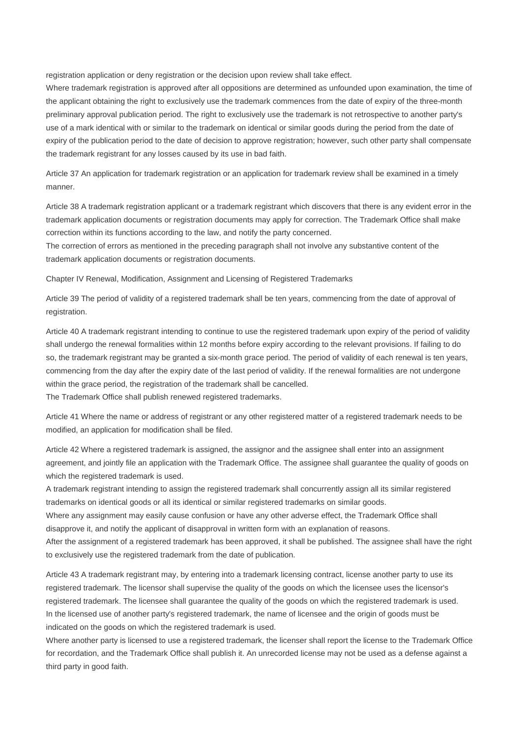registration application or deny registration or the decision upon review shall take effect.

Where trademark registration is approved after all oppositions are determined as unfounded upon examination, the time of the applicant obtaining the right to exclusively use the trademark commences from the date of expiry of the three-month preliminary approval publication period. The right to exclusively use the trademark is not retrospective to another party's use of a mark identical with or similar to the trademark on identical or similar goods during the period from the date of expiry of the publication period to the date of decision to approve registration; however, such other party shall compensate the trademark registrant for any losses caused by its use in bad faith.

Article 37 An application for trademark registration or an application for trademark review shall be examined in a timely manner.

Article 38 A trademark registration applicant or a trademark registrant which discovers that there is any evident error in the trademark application documents or registration documents may apply for correction. The Trademark Office shall make correction within its functions according to the law, and notify the party concerned.

The correction of errors as mentioned in the preceding paragraph shall not involve any substantive content of the trademark application documents or registration documents.

Chapter IV Renewal, Modification, Assignment and Licensing of Registered Trademarks

Article 39 The period of validity of a registered trademark shall be ten years, commencing from the date of approval of registration.

Article 40 A trademark registrant intending to continue to use the registered trademark upon expiry of the period of validity shall undergo the renewal formalities within 12 months before expiry according to the relevant provisions. If failing to do so, the trademark registrant may be granted a six-month grace period. The period of validity of each renewal is ten years, commencing from the day after the expiry date of the last period of validity. If the renewal formalities are not undergone within the grace period, the registration of the trademark shall be cancelled.

The Trademark Office shall publish renewed registered trademarks.

Article 41 Where the name or address of registrant or any other registered matter of a registered trademark needs to be modified, an application for modification shall be filed.

Article 42 Where a registered trademark is assigned, the assignor and the assignee shall enter into an assignment agreement, and jointly file an application with the Trademark Office. The assignee shall guarantee the quality of goods on which the registered trademark is used.

A trademark registrant intending to assign the registered trademark shall concurrently assign all its similar registered trademarks on identical goods or all its identical or similar registered trademarks on similar goods.

Where any assignment may easily cause confusion or have any other adverse effect, the Trademark Office shall disapprove it, and notify the applicant of disapproval in written form with an explanation of reasons.

After the assignment of a registered trademark has been approved, it shall be published. The assignee shall have the right to exclusively use the registered trademark from the date of publication.

Article 43 A trademark registrant may, by entering into a trademark licensing contract, license another party to use its registered trademark. The licensor shall supervise the quality of the goods on which the licensee uses the licensor's registered trademark. The licensee shall guarantee the quality of the goods on which the registered trademark is used.

In the licensed use of another party's registered trademark, the name of licensee and the origin of goods must be indicated on the goods on which the registered trademark is used.

Where another party is licensed to use a registered trademark, the licenser shall report the license to the Trademark Office for recordation, and the Trademark Office shall publish it. An unrecorded license may not be used as a defense against a third party in good faith.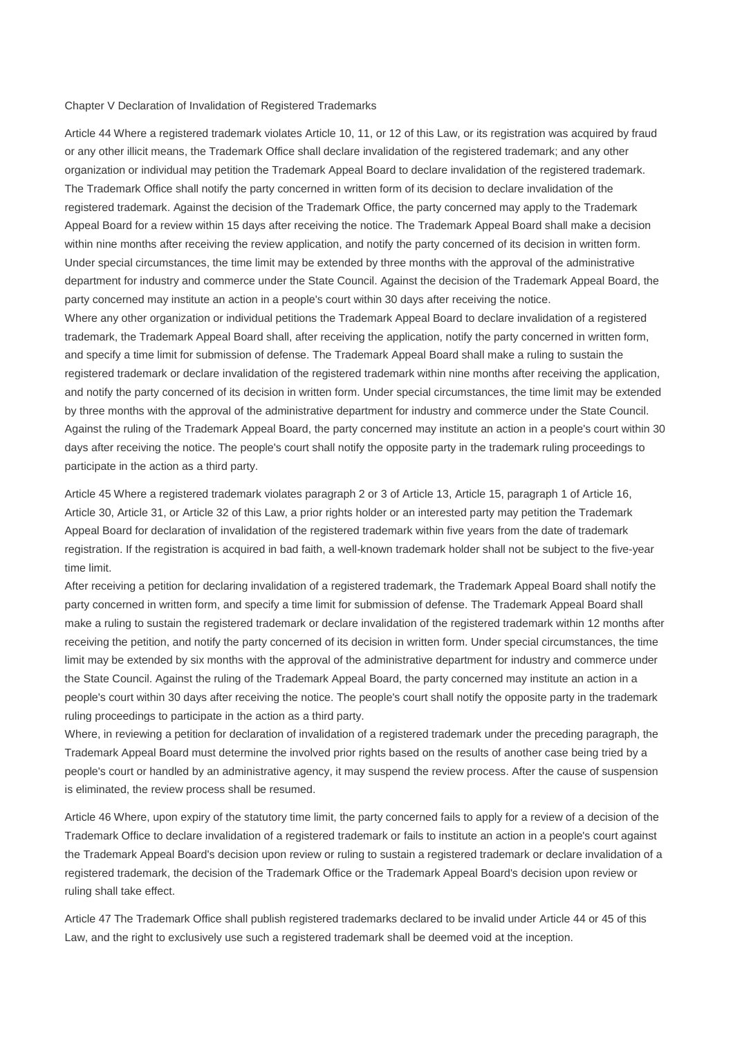## Chapter V Declaration of Invalidation of Registered Trademarks

Article 44 Where a registered trademark violates Article 10, 11, or 12 of this Law, or its registration was acquired by fraud or any other illicit means, the Trademark Office shall declare invalidation of the registered trademark; and any other organization or individual may petition the Trademark Appeal Board to declare invalidation of the registered trademark.

The Trademark Office shall notify the party concerned in written form of its decision to declare invalidation of the registered trademark. Against the decision of the Trademark Office, the party concerned may apply to the Trademark Appeal Board for a review within 15 days after receiving the notice. The Trademark Appeal Board shall make a decision within nine months after receiving the review application, and notify the party concerned of its decision in written form. Under special circumstances, the time limit may be extended by three months with the approval of the administrative department for industry and commerce under the State Council. Against the decision of the Trademark Appeal Board, the party concerned may institute an action in a people's court within 30 days after receiving the notice.

Where any other organization or individual petitions the Trademark Appeal Board to declare invalidation of a registered trademark, the Trademark Appeal Board shall, after receiving the application, notify the party concerned in written form, and specify a time limit for submission of defense. The Trademark Appeal Board shall make a ruling to sustain the registered trademark or declare invalidation of the registered trademark within nine months after receiving the application, and notify the party concerned of its decision in written form. Under special circumstances, the time limit may be extended by three months with the approval of the administrative department for industry and commerce under the State Council. Against the ruling of the Trademark Appeal Board, the party concerned may institute an action in a people's court within 30 days after receiving the notice. The people's court shall notify the opposite party in the trademark ruling proceedings to participate in the action as a third party.

Article 45 Where a registered trademark violates paragraph 2 or 3 of Article 13, Article 15, paragraph 1 of Article 16, Article 30, Article 31, or Article 32 of this Law, a prior rights holder or an interested party may petition the Trademark Appeal Board for declaration of invalidation of the registered trademark within five years from the date of trademark registration. If the registration is acquired in bad faith, a well-known trademark holder shall not be subject to the five-year time limit.

After receiving a petition for declaring invalidation of a registered trademark, the Trademark Appeal Board shall notify the party concerned in written form, and specify a time limit for submission of defense. The Trademark Appeal Board shall make a ruling to sustain the registered trademark or declare invalidation of the registered trademark within 12 months after receiving the petition, and notify the party concerned of its decision in written form. Under special circumstances, the time limit may be extended by six months with the approval of the administrative department for industry and commerce under the State Council. Against the ruling of the Trademark Appeal Board, the party concerned may institute an action in a people's court within 30 days after receiving the notice. The people's court shall notify the opposite party in the trademark ruling proceedings to participate in the action as a third party.

Where, in reviewing a petition for declaration of invalidation of a registered trademark under the preceding paragraph, the Trademark Appeal Board must determine the involved prior rights based on the results of another case being tried by a people's court or handled by an administrative agency, it may suspend the review process. After the cause of suspension is eliminated, the review process shall be resumed.

Article 46 Where, upon expiry of the statutory time limit, the party concerned fails to apply for a review of a decision of the Trademark Office to declare invalidation of a registered trademark or fails to institute an action in a people's court against the Trademark Appeal Board's decision upon review or ruling to sustain a registered trademark or declare invalidation of a registered trademark, the decision of the Trademark Office or the Trademark Appeal Board's decision upon review or ruling shall take effect.

Article 47 The Trademark Office shall publish registered trademarks declared to be invalid under Article 44 or 45 of this Law, and the right to exclusively use such a registered trademark shall be deemed void at the inception.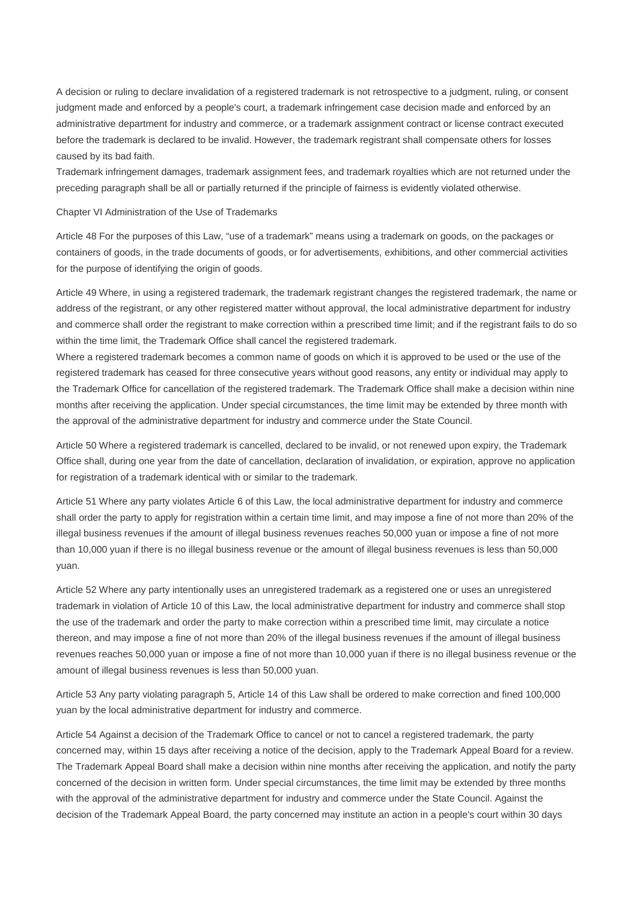A decision or ruling to declare invalidation of a registered trademark is not retrospective to a judgment, ruling, or consent judgment made and enforced by a people's court, a trademark infringement case decision made and enforced by an administrative department for industry and commerce, or a trademark assignment contract or license contract executed before the trademark is declared to be invalid. However, the trademark registrant shall compensate others for losses caused by its bad faith.
Trademark infringement damages, trademark assignment fees, and trademark royalties which are not returned under the preceding paragraph shall be all or partially returned if the principle of fairness is evidently violated otherwise.

## Chapter VI Administration of the Use of Trademarks

Article 48 For the purposes of this Law, "use of a trademark" means using a trademark on goods, on the packages or containers of goods, in the trade documents of goods, or for advertisements, exhibitions, and other commercial activities for the purpose of identifying the origin of goods.

Article 49 Where, in using a registered trademark, the trademark registrant changes the registered trademark, the name or address of the registrant, or any other registered matter without approval, the local administrative department for industry and commerce shall order the registrant to make correction within a prescribed time limit; and if the registrant fails to do so within the time limit, the Trademark Office shall cancel the registered trademark.
Where a registered trademark becomes a common name of goods on which it is approved to be used or the use of the registered trademark has ceased for three consecutive years without good reasons, any entity or individual may apply to the Trademark Office for cancellation of the registered trademark. The Trademark Office shall make a decision within nine months after receiving the application. Under special circumstances, the time limit may be extended by three month with the approval of the administrative department for industry and commerce under the State Council.

Article 50 Where a registered trademark is cancelled, declared to be invalid, or not renewed upon expiry, the Trademark Office shall, during one year from the date of cancellation, declaration of invalidation, or expiration, approve no application for registration of a trademark identical with or similar to the trademark.

Article 51 Where any party violates Article 6 of this Law, the local administrative department for industry and commerce shall order the party to apply for registration within a certain time limit, and may impose a fine of not more than 20% of the illegal business revenues if the amount of illegal business revenues reaches 50,000 yuan or impose a fine of not more than 10,000 yuan if there is no illegal business revenue or the amount of illegal business revenues is less than 50,000 yuan.

Article 52 Where any party intentionally uses an unregistered trademark as a registered one or uses an unregistered trademark in violation of Article 10 of this Law, the local administrative department for industry and commerce shall stop the use of the trademark and order the party to make correction within a prescribed time limit, may circulate a notice thereon, and may impose a fine of not more than 20% of the illegal business revenues if the amount of illegal business revenues reaches 50,000 yuan or impose a fine of not more than 10,000 yuan if there is no illegal business revenue or the amount of illegal business revenues is less than 50,000 yuan.

Article 53 Any party violating paragraph 5, Article 14 of this Law shall be ordered to make correction and fined 100,000 yuan by the local administrative department for industry and commerce.

Article 54 Against a decision of the Trademark Office to cancel or not to cancel a registered trademark, the party concerned may, within 15 days after receiving a notice of the decision, apply to the Trademark Appeal Board for a review. The Trademark Appeal Board shall make a decision within nine months after receiving the application, and notify the party concerned of the decision in written form. Under special circumstances, the time limit may be extended by three months with the approval of the administrative department for industry and commerce under the State Council. Against the decision of the Trademark Appeal Board, the party concerned may institute an action in a people's court within 30 days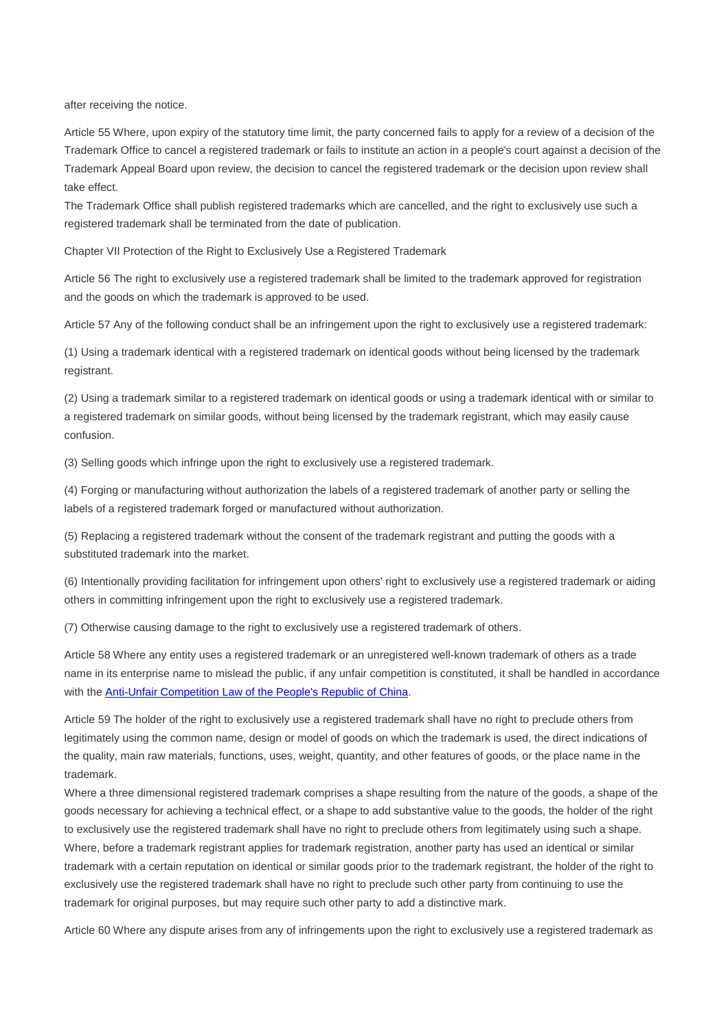after receiving the notice.

Article 55 Where, upon expiry of the statutory time limit, the party concerned fails to apply for a review of a decision of the Trademark Office to cancel a registered trademark or fails to institute an action in a people's court against a decision of the Trademark Appeal Board upon review, the decision to cancel the registered trademark or the decision upon review shall take effect.
The Trademark Office shall publish registered trademarks which are cancelled, and the right to exclusively use such a registered trademark shall be terminated from the date of publication.

## Chapter VII Protection of the Right to Exclusively Use a Registered Trademark

Article 56 The right to exclusively use a registered trademark shall be limited to the trademark approved for registration and the goods on which the trademark is approved to be used.

Article 57 Any of the following conduct shall be an infringement upon the right to exclusively use a registered trademark:

(1) Using a trademark identical with a registered trademark on identical goods without being licensed by the trademark registrant.

(2) Using a trademark similar to a registered trademark on identical goods or using a trademark identical with or similar to a registered trademark on similar goods, without being licensed by the trademark registrant, which may easily cause confusion.

(3) Selling goods which infringe upon the right to exclusively use a registered trademark.

(4) Forging or manufacturing without authorization the labels of a registered trademark of another party or selling the labels of a registered trademark forged or manufactured without authorization.

(5) Replacing a registered trademark without the consent of the trademark registrant and putting the goods with a substituted trademark into the market.

(6) Intentionally providing facilitation for infringement upon others' right to exclusively use a registered trademark or aiding others in committing infringement upon the right to exclusively use a registered trademark.

(7) Otherwise causing damage to the right to exclusively use a registered trademark of others.

Article 58 Where any entity uses a registered trademark or an unregistered well-known trademark of others as a trade name in its enterprise name to mislead the public, if any unfair competition is constituted, it shall be handled in accordance with the Anti-Unfair Competition Law of the People's Republic of China.

Article 59 The holder of the right to exclusively use a registered trademark shall have no right to preclude others from legitimately using the common name, design or model of goods on which the trademark is used, the direct indications of the quality, main raw materials, functions, uses, weight, quantity, and other features of goods, or the place name in the trademark.
Where a three dimensional registered trademark comprises a shape resulting from the nature of the goods, a shape of the goods necessary for achieving a technical effect, or a shape to add substantive value to the goods, the holder of the right to exclusively use the registered trademark shall have no right to preclude others from legitimately using such a shape.
Where, before a trademark registrant applies for trademark registration, another party has used an identical or similar trademark with a certain reputation on identical or similar goods prior to the trademark registrant, the holder of the right to exclusively use the registered trademark shall have no right to preclude such other party from continuing to use the trademark for original purposes, but may require such other party to add a distinctive mark.

Article 60 Where any dispute arises from any of infringements upon the right to exclusively use a registered trademark as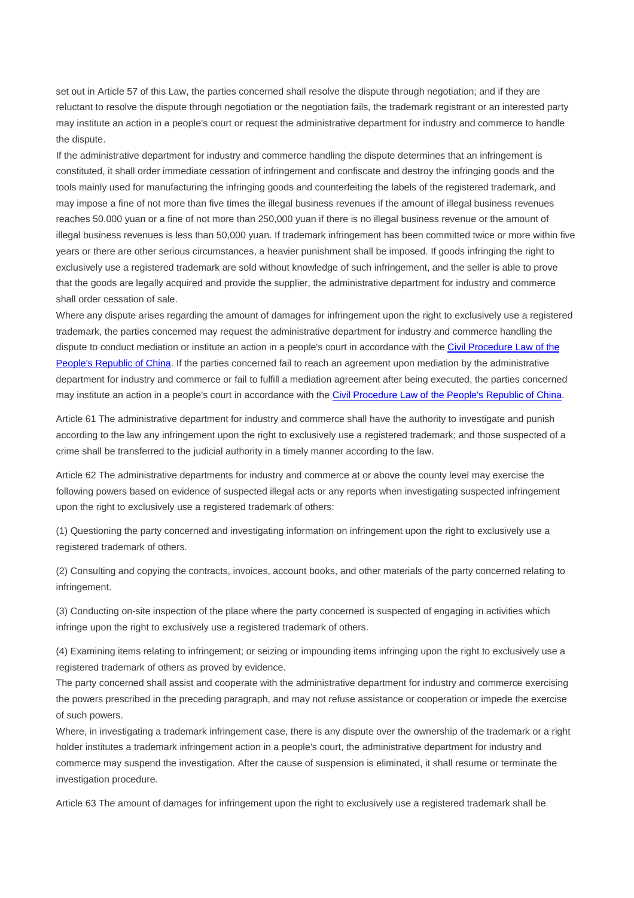set out in Article 57 of this Law, the parties concerned shall resolve the dispute through negotiation; and if they are reluctant to resolve the dispute through negotiation or the negotiation fails, the trademark registrant or an interested party may institute an action in a people's court or request the administrative department for industry and commerce to handle the dispute.

If the administrative department for industry and commerce handling the dispute determines that an infringement is constituted, it shall order immediate cessation of infringement and confiscate and destroy the infringing goods and the tools mainly used for manufacturing the infringing goods and counterfeiting the labels of the registered trademark, and may impose a fine of not more than five times the illegal business revenues if the amount of illegal business revenues reaches 50,000 yuan or a fine of not more than 250,000 yuan if there is no illegal business revenue or the amount of illegal business revenues is less than 50,000 yuan. If trademark infringement has been committed twice or more within five years or there are other serious circumstances, a heavier punishment shall be imposed. If goods infringing the right to exclusively use a registered trademark are sold without knowledge of such infringement, and the seller is able to prove that the goods are legally acquired and provide the supplier, the administrative department for industry and commerce shall order cessation of sale.

Where any dispute arises regarding the amount of damages for infringement upon the right to exclusively use a registered trademark, the parties concerned may request the administrative department for industry and commerce handling the dispute to conduct mediation or institute an action in a people's court in accordance with the Civil Procedure Law of the People's Republic of China. If the parties concerned fail to reach an agreement upon mediation by the administrative department for industry and commerce or fail to fulfill a mediation agreement after being executed, the parties concerned may institute an action in a people's court in accordance with the Civil Procedure Law of the People's Republic of China.

Article 61 The administrative department for industry and commerce shall have the authority to investigate and punish according to the law any infringement upon the right to exclusively use a registered trademark; and those suspected of a crime shall be transferred to the judicial authority in a timely manner according to the law.

Article 62 The administrative departments for industry and commerce at or above the county level may exercise the following powers based on evidence of suspected illegal acts or any reports when investigating suspected infringement upon the right to exclusively use a registered trademark of others:

(1) Questioning the party concerned and investigating information on infringement upon the right to exclusively use a registered trademark of others.

(2) Consulting and copying the contracts, invoices, account books, and other materials of the party concerned relating to infringement.

(3) Conducting on-site inspection of the place where the party concerned is suspected of engaging in activities which infringe upon the right to exclusively use a registered trademark of others.

(4) Examining items relating to infringement; or seizing or impounding items infringing upon the right to exclusively use a registered trademark of others as proved by evidence.

The party concerned shall assist and cooperate with the administrative department for industry and commerce exercising the powers prescribed in the preceding paragraph, and may not refuse assistance or cooperation or impede the exercise of such powers.

Where, in investigating a trademark infringement case, there is any dispute over the ownership of the trademark or a right holder institutes a trademark infringement action in a people's court, the administrative department for industry and commerce may suspend the investigation. After the cause of suspension is eliminated, it shall resume or terminate the investigation procedure.

Article 63 The amount of damages for infringement upon the right to exclusively use a registered trademark shall be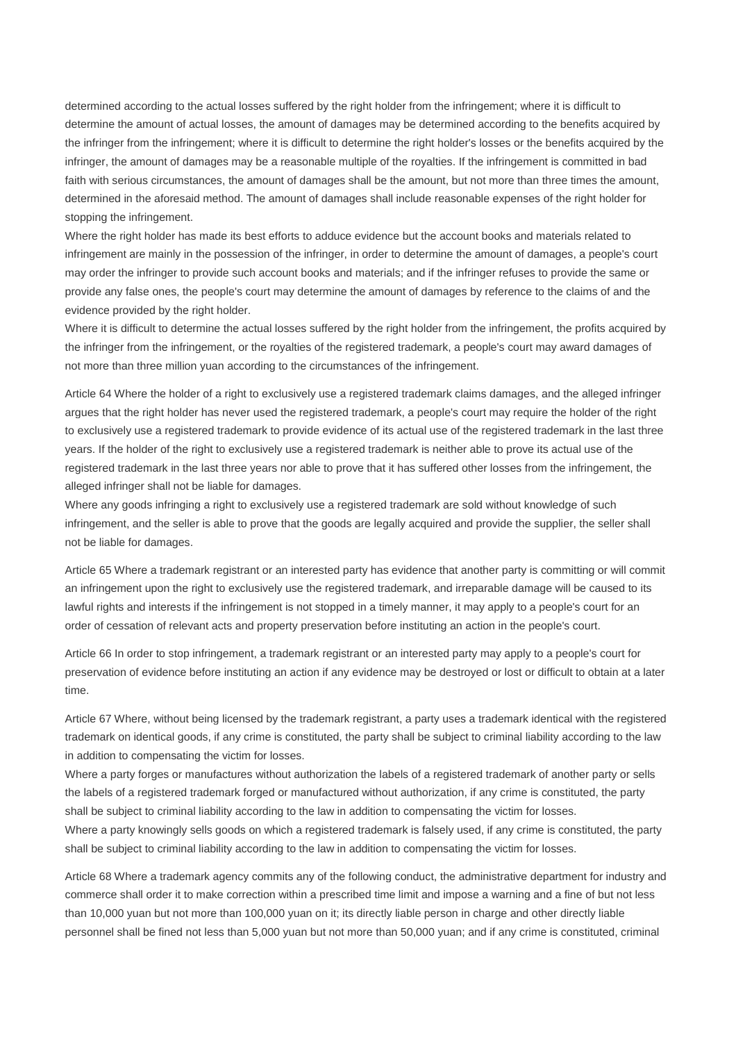determined according to the actual losses suffered by the right holder from the infringement; where it is difficult to determine the amount of actual losses, the amount of damages may be determined according to the benefits acquired by the infringer from the infringement; where it is difficult to determine the right holder's losses or the benefits acquired by the infringer, the amount of damages may be a reasonable multiple of the royalties. If the infringement is committed in bad faith with serious circumstances, the amount of damages shall be the amount, but not more than three times the amount, determined in the aforesaid method. The amount of damages shall include reasonable expenses of the right holder for stopping the infringement.

Where the right holder has made its best efforts to adduce evidence but the account books and materials related to infringement are mainly in the possession of the infringer, in order to determine the amount of damages, a people's court may order the infringer to provide such account books and materials; and if the infringer refuses to provide the same or provide any false ones, the people's court may determine the amount of damages by reference to the claims of and the evidence provided by the right holder.

Where it is difficult to determine the actual losses suffered by the right holder from the infringement, the profits acquired by the infringer from the infringement, or the royalties of the registered trademark, a people's court may award damages of not more than three million yuan according to the circumstances of the infringement.

Article 64 Where the holder of a right to exclusively use a registered trademark claims damages, and the alleged infringer argues that the right holder has never used the registered trademark, a people's court may require the holder of the right to exclusively use a registered trademark to provide evidence of its actual use of the registered trademark in the last three years. If the holder of the right to exclusively use a registered trademark is neither able to prove its actual use of the registered trademark in the last three years nor able to prove that it has suffered other losses from the infringement, the alleged infringer shall not be liable for damages.

Where any goods infringing a right to exclusively use a registered trademark are sold without knowledge of such infringement, and the seller is able to prove that the goods are legally acquired and provide the supplier, the seller shall not be liable for damages.

Article 65 Where a trademark registrant or an interested party has evidence that another party is committing or will commit an infringement upon the right to exclusively use the registered trademark, and irreparable damage will be caused to its lawful rights and interests if the infringement is not stopped in a timely manner, it may apply to a people's court for an order of cessation of relevant acts and property preservation before instituting an action in the people's court.

Article 66 In order to stop infringement, a trademark registrant or an interested party may apply to a people's court for preservation of evidence before instituting an action if any evidence may be destroyed or lost or difficult to obtain at a later time.

Article 67 Where, without being licensed by the trademark registrant, a party uses a trademark identical with the registered trademark on identical goods, if any crime is constituted, the party shall be subject to criminal liability according to the law in addition to compensating the victim for losses.

Where a party forges or manufactures without authorization the labels of a registered trademark of another party or sells the labels of a registered trademark forged or manufactured without authorization, if any crime is constituted, the party shall be subject to criminal liability according to the law in addition to compensating the victim for losses.

Where a party knowingly sells goods on which a registered trademark is falsely used, if any crime is constituted, the party shall be subject to criminal liability according to the law in addition to compensating the victim for losses.

Article 68 Where a trademark agency commits any of the following conduct, the administrative department for industry and commerce shall order it to make correction within a prescribed time limit and impose a warning and a fine of but not less than 10,000 yuan but not more than 100,000 yuan on it; its directly liable person in charge and other directly liable personnel shall be fined not less than 5,000 yuan but not more than 50,000 yuan; and if any crime is constituted, criminal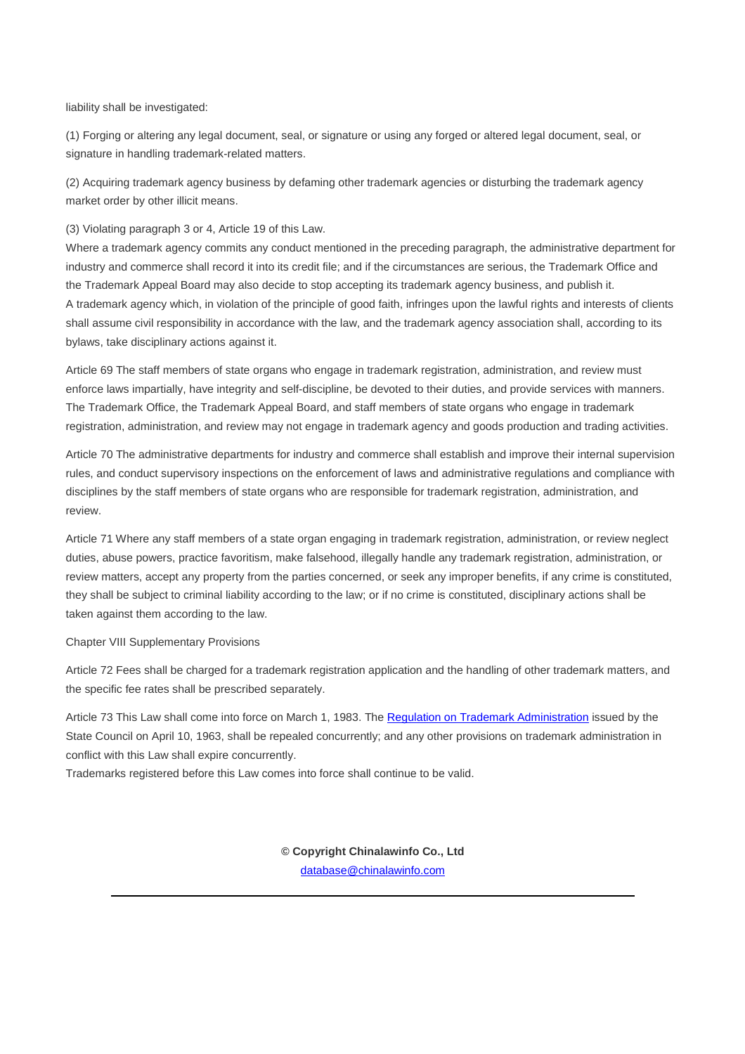liability shall be investigated:

(1) Forging or altering any legal document, seal, or signature or using any forged or altered legal document, seal, or signature in handling trademark-related matters.

(2) Acquiring trademark agency business by defaming other trademark agencies or disturbing the trademark agency market order by other illicit means.

(3) Violating paragraph 3 or 4, Article 19 of this Law.

Where a trademark agency commits any conduct mentioned in the preceding paragraph, the administrative department for industry and commerce shall record it into its credit file; and if the circumstances are serious, the Trademark Office and the Trademark Appeal Board may also decide to stop accepting its trademark agency business, and publish it.

A trademark agency which, in violation of the principle of good faith, infringes upon the lawful rights and interests of clients shall assume civil responsibility in accordance with the law, and the trademark agency association shall, according to its bylaws, take disciplinary actions against it.

Article 69 The staff members of state organs who engage in trademark registration, administration, and review must enforce laws impartially, have integrity and self-discipline, be devoted to their duties, and provide services with manners. The Trademark Office, the Trademark Appeal Board, and staff members of state organs who engage in trademark registration, administration, and review may not engage in trademark agency and goods production and trading activities.

Article 70 The administrative departments for industry and commerce shall establish and improve their internal supervision rules, and conduct supervisory inspections on the enforcement of laws and administrative regulations and compliance with disciplines by the staff members of state organs who are responsible for trademark registration, administration, and review.

Article 71 Where any staff members of a state organ engaging in trademark registration, administration, or review neglect duties, abuse powers, practice favoritism, make falsehood, illegally handle any trademark registration, administration, or review matters, accept any property from the parties concerned, or seek any improper benefits, if any crime is constituted, they shall be subject to criminal liability according to the law; or if no crime is constituted, disciplinary actions shall be taken against them according to the law.

## Chapter VIII Supplementary Provisions

Article 72 Fees shall be charged for a trademark registration application and the handling of other trademark matters, and the specific fee rates shall be prescribed separately.

Article 73 This Law shall come into force on March 1, 1983. The Regulation on Trademark Administration issued by the State Council on April 10, 1963, shall be repealed concurrently; and any other provisions on trademark administration in conflict with this Law shall expire concurrently.

Trademarks registered before this Law comes into force shall continue to be valid.

**© Copyright Chinalawinfo Co., Ltd**

database@chinalawinfo.com